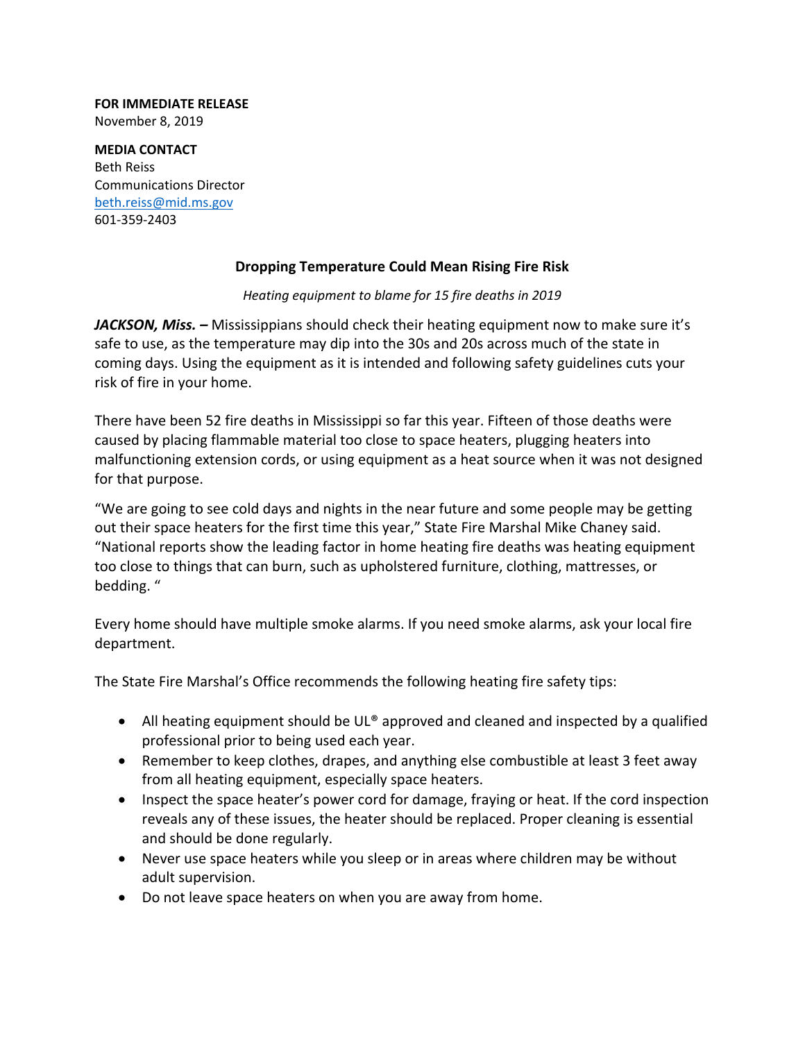**FOR IMMEDIATE RELEASE**
November 8, 2019

**MEDIA CONTACT**
Beth Reiss
Communications Director
beth.reiss@mid.ms.gov
601-359-2403

## Dropping Temperature Could Mean Rising Fire Risk

*Heating equipment to blame for 15 fire deaths in 2019*

***JACKSON, Miss. –*** Mississippians should check their heating equipment now to make sure it's safe to use, as the temperature may dip into the 30s and 20s across much of the state in coming days. Using the equipment as it is intended and following safety guidelines cuts your risk of fire in your home.

There have been 52 fire deaths in Mississippi so far this year. Fifteen of those deaths were caused by placing flammable material too close to space heaters, plugging heaters into malfunctioning extension cords, or using equipment as a heat source when it was not designed for that purpose.

"We are going to see cold days and nights in the near future and some people may be getting out their space heaters for the first time this year," State Fire Marshal Mike Chaney said. "National reports show the leading factor in home heating fire deaths was heating equipment too close to things that can burn, such as upholstered furniture, clothing, mattresses, or bedding. "

Every home should have multiple smoke alarms. If you need smoke alarms, ask your local fire department.

The State Fire Marshal's Office recommends the following heating fire safety tips:

- All heating equipment should be UL® approved and cleaned and inspected by a qualified professional prior to being used each year.
- Remember to keep clothes, drapes, and anything else combustible at least 3 feet away from all heating equipment, especially space heaters.
- Inspect the space heater's power cord for damage, fraying or heat. If the cord inspection reveals any of these issues, the heater should be replaced. Proper cleaning is essential and should be done regularly.
- Never use space heaters while you sleep or in areas where children may be without adult supervision.
- Do not leave space heaters on when you are away from home.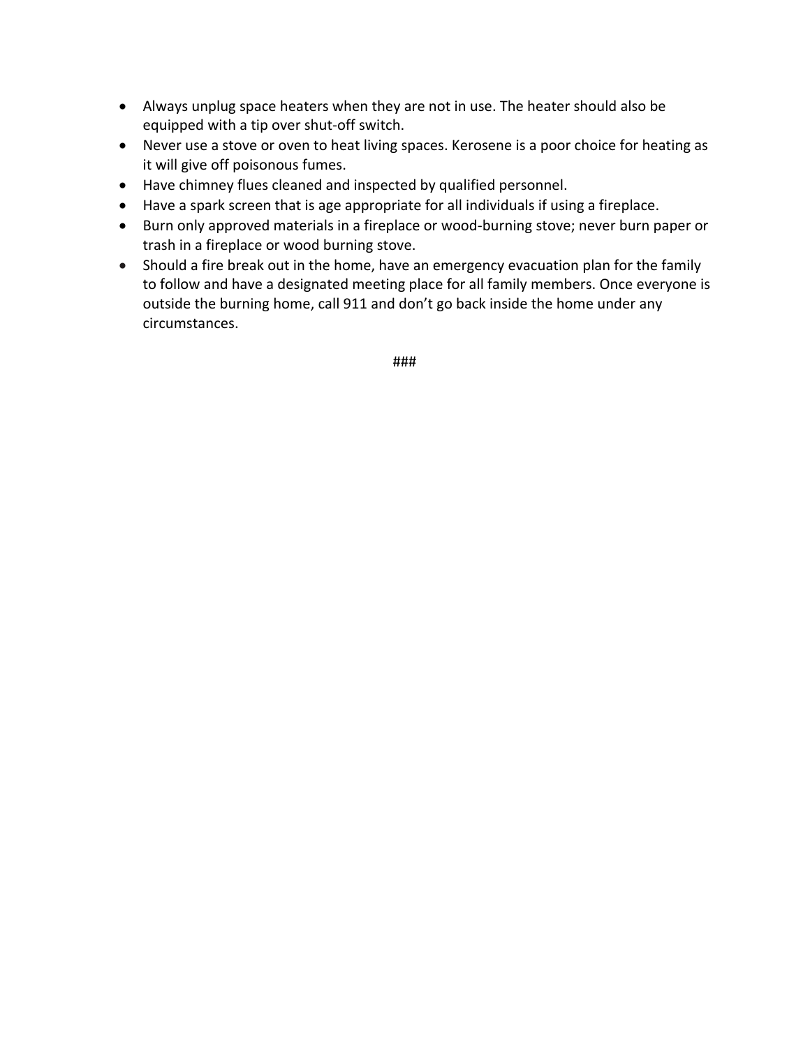- Always unplug space heaters when they are not in use. The heater should also be equipped with a tip over shut-off switch.
- Never use a stove or oven to heat living spaces. Kerosene is a poor choice for heating as it will give off poisonous fumes.
- Have chimney flues cleaned and inspected by qualified personnel.
- Have a spark screen that is age appropriate for all individuals if using a fireplace.
- Burn only approved materials in a fireplace or wood-burning stove; never burn paper or trash in a fireplace or wood burning stove.
- Should a fire break out in the home, have an emergency evacuation plan for the family to follow and have a designated meeting place for all family members. Once everyone is outside the burning home, call 911 and don't go back inside the home under any circumstances.

###